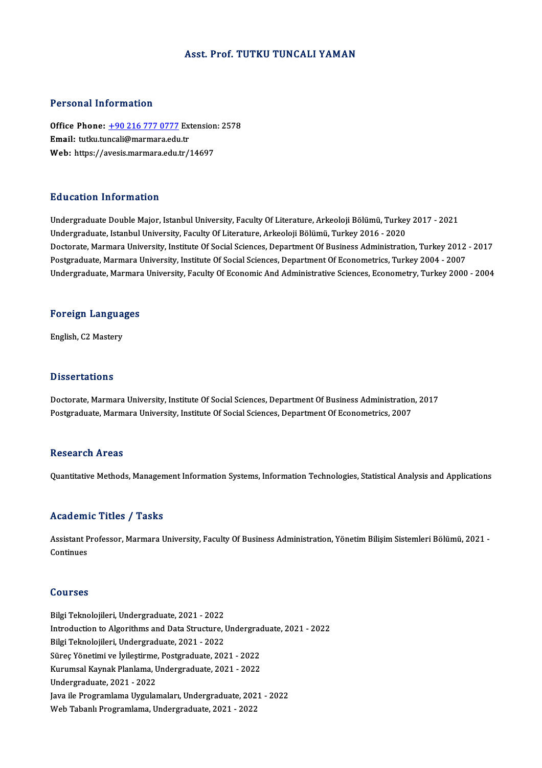# Asst. Prof. TUTKU TUNCALI YAMAN

## Personal Information

**Office Phone:** +90 216 777 0777 Extension: 2578
**Email:** tutku.tuncali@marmara.edu.tr
**Web:** https://avesis.marmara.edu.tr/14697

## Education Information

Undergraduate Double Major, Istanbul University, Faculty Of Literature, Arkeoloji Bölümü, Turkey 2017 - 2021
Undergraduate, Istanbul University, Faculty Of Literature, Arkeoloji Bölümü, Turkey 2016 - 2020
Doctorate, Marmara University, Institute Of Social Sciences, Department Of Business Administration, Turkey 2012 - 2017
Postgraduate, Marmara University, Institute Of Social Sciences, Department Of Econometrics, Turkey 2004 - 2007
Undergraduate, Marmara University, Faculty Of Economic And Administrative Sciences, Econometry, Turkey 2000 - 2004

## Foreign Languages

English, C2 Mastery

## Dissertations

Doctorate, Marmara University, Institute Of Social Sciences, Department Of Business Administration, 2017
Postgraduate, Marmara University, Institute Of Social Sciences, Department Of Econometrics, 2007

## Research Areas

Quantitative Methods, Management Information Systems, Information Technologies, Statistical Analysis and Applications

## Academic Titles / Tasks

Assistant Professor, Marmara University, Faculty Of Business Administration, Yönetim Bilişim Sistemleri Bölümü, 2021 - Continues

## Courses

Bilgi Teknolojileri, Undergraduate, 2021 - 2022
Introduction to Algorithms and Data Structure, Undergraduate, 2021 - 2022
Bilgi Teknolojileri, Undergraduate, 2021 - 2022
Süreç Yönetimi ve İyileştirme, Postgraduate, 2021 - 2022
Kurumsal Kaynak Planlama, Undergraduate, 2021 - 2022
Undergraduate, 2021 - 2022
Java ile Programlama Uygulamaları, Undergraduate, 2021 - 2022
Web Tabanlı Programlama, Undergraduate, 2021 - 2022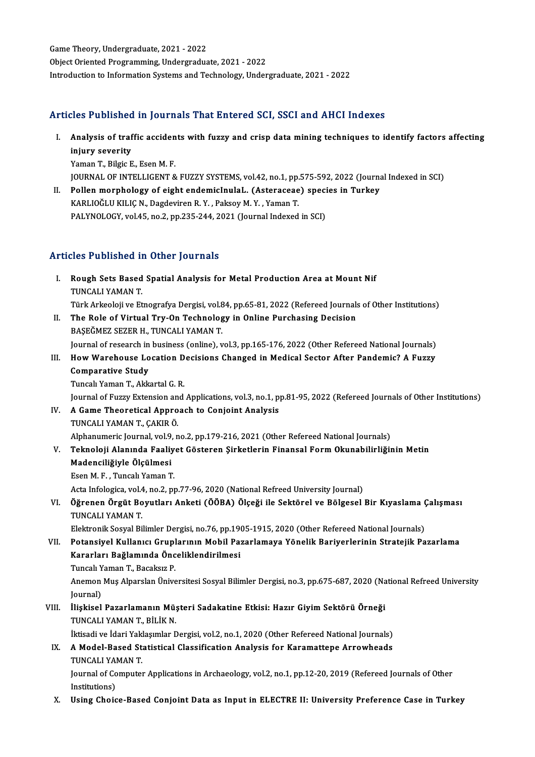Game Theory, Undergraduate, 2021 - 2022
Object Oriented Programming, Undergraduate, 2021 - 2022
Introduction to Information Systems and Technology, Undergraduate, 2021 - 2022

## Articles Published in Journals That Entered SCI, SSCI and AHCI Indexes

I. **Analysis of traffic accidents with fuzzy and crisp data mining techniques to identify factors affecting injury severity**
Yaman T., Bilgic E., Esen M. F.
JOURNAL OF INTELLIGENT & FUZZY SYSTEMS, vol.42, no.1, pp.575-592, 2022 (Journal Indexed in SCI)

II. **Pollen morphology of eight endemicInulaL. (Asteraceae) species in Turkey**
KARLIOĞLU KILIÇ N., Dagdeviren R. Y. , Paksoy M. Y. , Yaman T.
PALYNOLOGY, vol.45, no.2, pp.235-244, 2021 (Journal Indexed in SCI)

## Articles Published in Other Journals

I. **Rough Sets Based Spatial Analysis for Metal Production Area at Mount Nif**
TUNCALI YAMAN T.
Türk Arkeoloji ve Etnografya Dergisi, vol.84, pp.65-81, 2022 (Refereed Journals of Other Institutions)

II. **The Role of Virtual Try-On Technology in Online Purchasing Decision**
BAŞEĞMEZ SEZER H., TUNCALI YAMAN T.
Journal of research in business (online), vol.3, pp.165-176, 2022 (Other Refereed National Journals)

III. **How Warehouse Location Decisions Changed in Medical Sector After Pandemic? A Fuzzy Comparative Study**
Tuncalı Yaman T., Akkartal G. R.
Journal of Fuzzy Extension and Applications, vol.3, no.1, pp.81-95, 2022 (Refereed Journals of Other Institutions)

IV. **A Game Theoretical Approach to Conjoint Analysis**
TUNCALI YAMAN T., ÇAKIR Ö.
Alphanumeric Journal, vol.9, no.2, pp.179-216, 2021 (Other Refereed National Journals)

V. **Teknoloji Alanında Faaliyet Gösteren Şirketlerin Finansal Form Okunabilirliğinin Metin Madenciliğiyle Ölçülmesi**
Esen M. F. , Tuncalı Yaman T.
Acta Infologica, vol.4, no.2, pp.77-96, 2020 (National Refreed University Journal)

VI. **Öğrenen Örgüt Boyutları Anketi (ÖÖBA) Ölçeği ile Sektörel ve Bölgesel Bir Kıyaslama Çalışması**
TUNCALI YAMAN T.
Elektronik Sosyal Bilimler Dergisi, no.76, pp.1905-1915, 2020 (Other Refereed National Journals)

VII. **Potansiyel Kullanıcı Gruplarının Mobil Pazarlamaya Yönelik Bariyerlerinin Stratejik Pazarlama Kararları Bağlamında Önceliklendirilmesi**
Tuncalı Yaman T., Bacaksız P.
Anemon Muş Alparslan Üniversitesi Sosyal Bilimler Dergisi, no.3, pp.675-687, 2020 (National Refreed University Journal)

VIII. **İlişkisel Pazarlamanın Müşteri Sadakatine Etkisi: Hazır Giyim Sektörü Örneği**
TUNCALI YAMAN T., BİLİK N.
İktisadi ve İdari Yaklaşımlar Dergisi, vol.2, no.1, 2020 (Other Refereed National Journals)

IX. **A Model-Based Statistical Classification Analysis for Karamattepe Arrowheads**
TUNCALI YAMAN T.
Journal of Computer Applications in Archaeology, vol.2, no.1, pp.12-20, 2019 (Refereed Journals of Other Institutions)

X. **Using Choice-Based Conjoint Data as Input in ELECTRE II: University Preference Case in Turkey**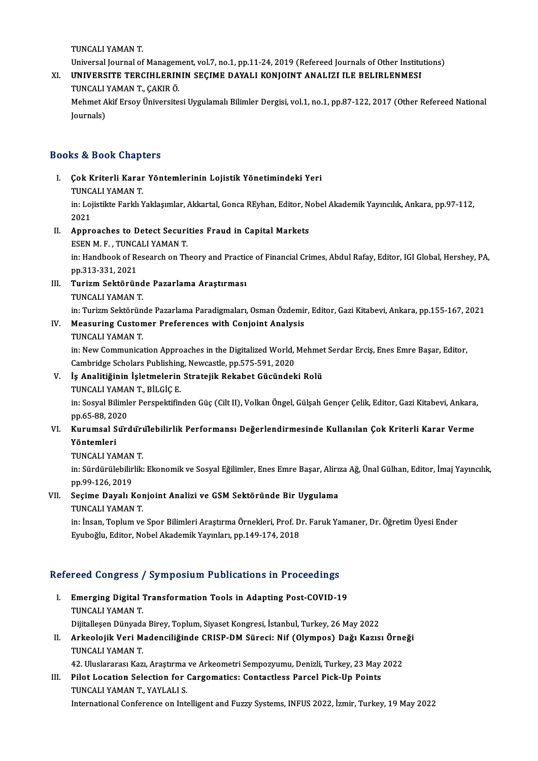TUNCALI YAMAN T.
Universal Journal of Management, vol.7, no.1, pp.11-24, 2019 (Refereed Journals of Other Institutions)

XI. **UNIVERSITE TERCIHLERININ SEÇIME DAYALI KONJOINT ANALIZI ILE BELIRLENMESI**
TUNCALI YAMAN T., ÇAKIR Ö.
Mehmet Akif Ersoy Üniversitesi Uygulamalı Bilimler Dergisi, vol.1, no.1, pp.87-122, 2017 (Other Refereed National Journals)

## Books & Book Chapters

I. **Çok Kriterli Karar Yöntemlerinin Lojistik Yönetimindeki Yeri**
TUNCALI YAMAN T.
in: Lojistikte Farklı Yaklaşımlar, Akkartal, Gonca REyhan, Editor, Nobel Akademik Yayıncılık, Ankara, pp.97-112, 2021

II. **Approaches to Detect Securities Fraud in Capital Markets**
ESEN M. F. , TUNCALI YAMAN T.
in: Handbook of Research on Theory and Practice of Financial Crimes, Abdul Rafay, Editor, IGI Global, Hershey, PA, pp.313-331, 2021

III. **Turizm Sektöründe Pazarlama Araştırması**
TUNCALI YAMAN T.
in: Turizm Sektöründe Pazarlama Paradigmaları, Osman Özdemir, Editor, Gazi Kitabevi, Ankara, pp.155-167, 2021

IV. **Measuring Customer Preferences with Conjoint Analysis**
TUNCALI YAMAN T.
in: New Communication Approaches in the Digitalized World, Mehmet Serdar Erciş, Enes Emre Başar, Editor, Cambridge Scholars Publishing, Newcastle, pp.575-591, 2020

V. **İş Analitiğinin İşletmelerin Stratejik Rekabet Gücündeki Rolü**
TUNCALI YAMAN T., BİLGİÇ E.
in: Sosyal Bilimler Perspektifinden Güç (Cilt II), Volkan Öngel, Gülşah Gençer Çelik, Editor, Gazi Kitabevi, Ankara, pp.65-88, 2020

VI. **Kurumsal Sürdürülebilirlik Performansı Değerlendirmesinde Kullanılan Çok Kriterli Karar Verme Yöntemleri**
TUNCALI YAMAN T.
in: Sürdürülebilirlik: Ekonomik ve Sosyal Eğilimler, Enes Emre Başar, Alirıza Ağ, Ünal Gülhan, Editor, İmaj Yayıncılık, pp.99-126, 2019

VII. **Seçime Dayalı Konjoint Analizi ve GSM Sektöründe Bir Uygulama**
TUNCALI YAMAN T.
in: İnsan, Toplum ve Spor Bilimleri Araştırma Örnekleri, Prof. Dr. Faruk Yamaner, Dr. Öğretim Üyesi Ender Eyuboğlu, Editor, Nobel Akademik Yayınları, pp.149-174, 2018

## Refereed Congress / Symposium Publications in Proceedings

I. **Emerging Digital Transformation Tools in Adapting Post-COVID-19**
TUNCALI YAMAN T.
Dijitalleşen Dünyada Birey, Toplum, Siyaset Kongresi, İstanbul, Turkey, 26 May 2022

II. **Arkeolojik Veri Madenciliğinde CRISP-DM Süreci: Nif (Olympos) Dağı Kazısı Örneği**
TUNCALI YAMAN T.
42. Uluslararası Kazı, Araştırma ve Arkeometri Sempozyumu, Denizli, Turkey, 23 May 2022

III. **Pilot Location Selection for Cargomatics: Contactless Parcel Pick-Up Points**
TUNCALI YAMAN T., YAYLALI S.
International Conference on Intelligent and Fuzzy Systems, INFUS 2022, İzmir, Turkey, 19 May 2022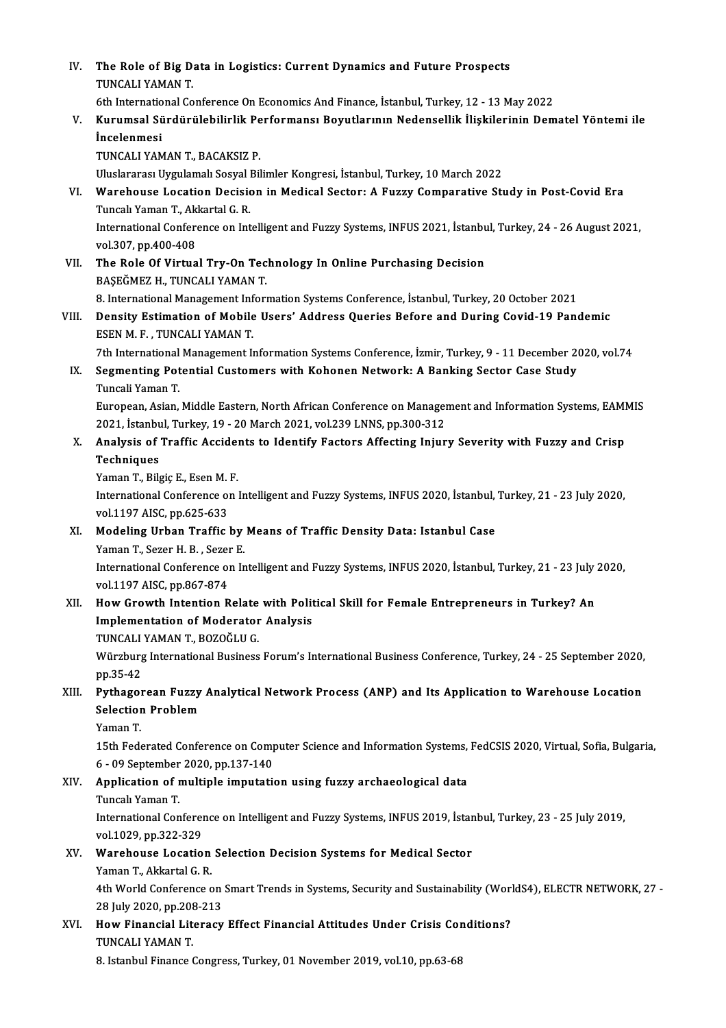IV. **The Role of Big Data in Logistics: Current Dynamics and Future Prospects**
TUNCALI YAMAN T.
6th International Conference On Economics And Finance, İstanbul, Turkey, 12 - 13 May 2022

V. **Kurumsal Sürdürülebilirlik Performansı Boyutlarının Nedensellik İlişkilerinin Dematel Yöntemi ile İncelenmesi**
TUNCALI YAMAN T., BACAKSIZ P.
Uluslararası Uygulamalı Sosyal Bilimler Kongresi, İstanbul, Turkey, 10 March 2022

VI. **Warehouse Location Decision in Medical Sector: A Fuzzy Comparative Study in Post-Covid Era**
Tuncalı Yaman T., Akkartal G. R.
International Conference on Intelligent and Fuzzy Systems, INFUS 2021, İstanbul, Turkey, 24 - 26 August 2021, vol.307, pp.400-408

VII. **The Role Of Virtual Try-On Technology In Online Purchasing Decision**
BAŞEĞMEZ H., TUNCALI YAMAN T.
8. International Management Information Systems Conference, İstanbul, Turkey, 20 October 2021

VIII. **Density Estimation of Mobile Users' Address Queries Before and During Covid-19 Pandemic**
ESEN M. F. , TUNCALI YAMAN T.
7th International Management Information Systems Conference, İzmir, Turkey, 9 - 11 December 2020, vol.74

IX. **Segmenting Potential Customers with Kohonen Network: A Banking Sector Case Study**
Tuncali Yaman T.
European, Asian, Middle Eastern, North African Conference on Management and Information Systems, EAMMIS 2021, İstanbul, Turkey, 19 - 20 March 2021, vol.239 LNNS, pp.300-312

X. **Analysis of Traffic Accidents to Identify Factors Affecting Injury Severity with Fuzzy and Crisp Techniques**
Yaman T., Bilgiç E., Esen M. F.
International Conference on Intelligent and Fuzzy Systems, INFUS 2020, İstanbul, Turkey, 21 - 23 July 2020, vol.1197 AISC, pp.625-633

XI. **Modeling Urban Traffic by Means of Traffic Density Data: Istanbul Case**
Yaman T., Sezer H. B. , Sezer E.
International Conference on Intelligent and Fuzzy Systems, INFUS 2020, İstanbul, Turkey, 21 - 23 July 2020, vol.1197 AISC, pp.867-874

XII. **How Growth Intention Relate with Political Skill for Female Entrepreneurs in Turkey? An Implementation of Moderator Analysis**
TUNCALI YAMAN T., BOZOĞLU G.
Würzburg International Business Forum's International Business Conference, Turkey, 24 - 25 September 2020, pp.35-42

XIII. **Pythagorean Fuzzy Analytical Network Process (ANP) and Its Application to Warehouse Location Selection Problem**
Yaman T.
15th Federated Conference on Computer Science and Information Systems, FedCSIS 2020, Virtual, Sofia, Bulgaria, 6 - 09 September 2020, pp.137-140

XIV. **Application of multiple imputation using fuzzy archaeological data**
Tuncalı Yaman T.
International Conference on Intelligent and Fuzzy Systems, INFUS 2019, İstanbul, Turkey, 23 - 25 July 2019, vol.1029, pp.322-329

XV. **Warehouse Location Selection Decision Systems for Medical Sector**
Yaman T., Akkartal G. R.
4th World Conference on Smart Trends in Systems, Security and Sustainability (WorldS4), ELECTR NETWORK, 27 - 28 July 2020, pp.208-213

XVI. **How Financial Literacy Effect Financial Attitudes Under Crisis Conditions?**
TUNCALI YAMAN T.
8. Istanbul Finance Congress, Turkey, 01 November 2019, vol.10, pp.63-68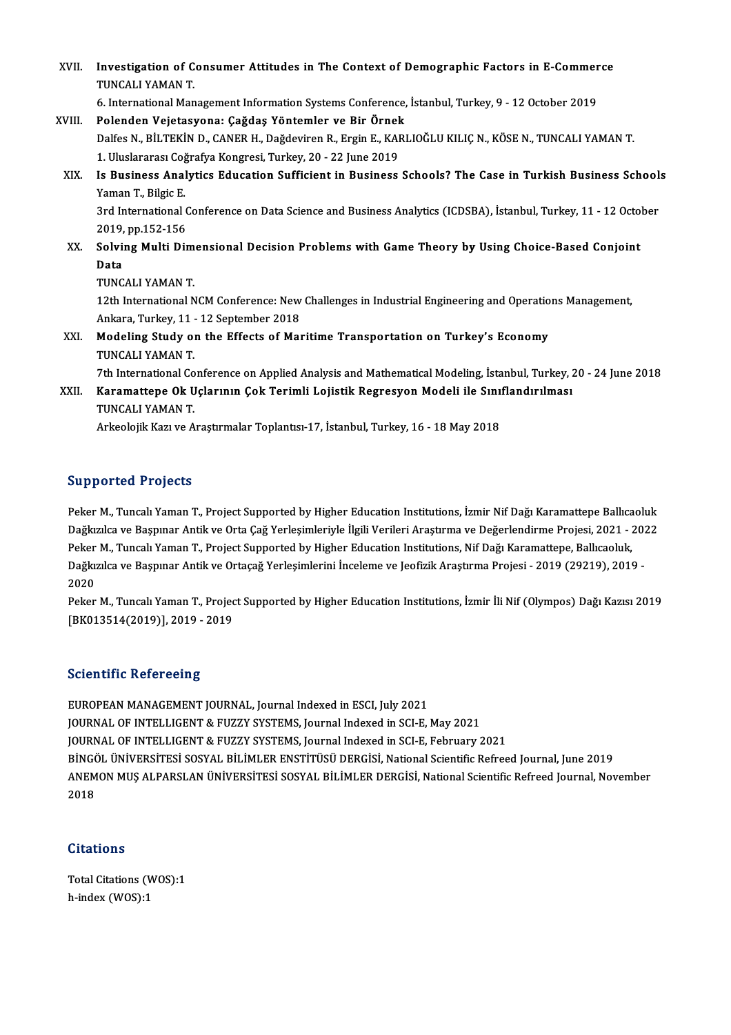XVII. **Investigation of Consumer Attitudes in The Context of Demographic Factors in E-Commerce**
TUNCALI YAMAN T.
6. International Management Information Systems Conference, İstanbul, Turkey, 9 - 12 October 2019

XVIII. **Polenden Vejetasyona: Çağdaş Yöntemler ve Bir Örnek**
Dalfes N., BİLTEKİN D., CANER H., Dağdeviren R., Ergin E., KARLIOĞLU KILIÇ N., KÖSE N., TUNCALI YAMAN T.
1. Uluslararası Coğrafya Kongresi, Turkey, 20 - 22 June 2019

XIX. **Is Business Analytics Education Sufficient in Business Schools? The Case in Turkish Business Schools**
Yaman T., Bilgic E.
3rd International Conference on Data Science and Business Analytics (ICDSBA), İstanbul, Turkey, 11 - 12 October 2019, pp.152-156

XX. **Solving Multi Dimensional Decision Problems with Game Theory by Using Choice-Based Conjoint Data**
TUNCALI YAMAN T.
12th International NCM Conference: New Challenges in Industrial Engineering and Operations Management, Ankara, Turkey, 11 - 12 September 2018

XXI. **Modeling Study on the Effects of Maritime Transportation on Turkey's Economy**
TUNCALI YAMAN T.
7th International Conference on Applied Analysis and Mathematical Modeling, İstanbul, Turkey, 20 - 24 June 2018

XXII. **Karamattepe Ok Uçlarının Çok Terimli Lojistik Regresyon Modeli ile Sınıflandırılması**
TUNCALI YAMAN T.
Arkeolojik Kazı ve Araştırmalar Toplantısı-17, İstanbul, Turkey, 16 - 18 May 2018

## Supported Projects

Peker M., Tuncalı Yaman T., Project Supported by Higher Education Institutions, İzmir Nif Dağı Karamattepe Ballıcaoluk Dağkızılca ve Başpınar Antik ve Orta Çağ Yerleşimleriyle İlgili Verileri Araştırma ve Değerlendirme Projesi, 2021 - 2022

Peker M., Tuncalı Yaman T., Project Supported by Higher Education Institutions, Nif Dağı Karamattepe, Ballıcaoluk, Dağkızılca ve Başpınar Antik ve Ortaçağ Yerleşimlerini İnceleme ve Jeofizik Araştırma Projesi - 2019 (29219), 2019 - 2020

Peker M., Tuncalı Yaman T., Project Supported by Higher Education Institutions, İzmir İli Nif (Olympos) Dağı Kazısı 2019 [BK013514(2019)], 2019 - 2019

## Scientific Refereeing

EUROPEAN MANAGEMENT JOURNAL, Journal Indexed in ESCI, July 2021
JOURNAL OF INTELLIGENT & FUZZY SYSTEMS, Journal Indexed in SCI-E, May 2021
JOURNAL OF INTELLIGENT & FUZZY SYSTEMS, Journal Indexed in SCI-E, February 2021
BİNGÖL ÜNİVERSİTESİ SOSYAL BİLİMLER ENSTİTÜSÜ DERGİSİ, National Scientific Refreed Journal, June 2019
ANEMON MUŞ ALPARSLAN ÜNİVERSİTESİ SOSYAL BİLİMLER DERGİSİ, National Scientific Refreed Journal, November 2018

## Citations

Total Citations (WOS):1
h-index (WOS):1